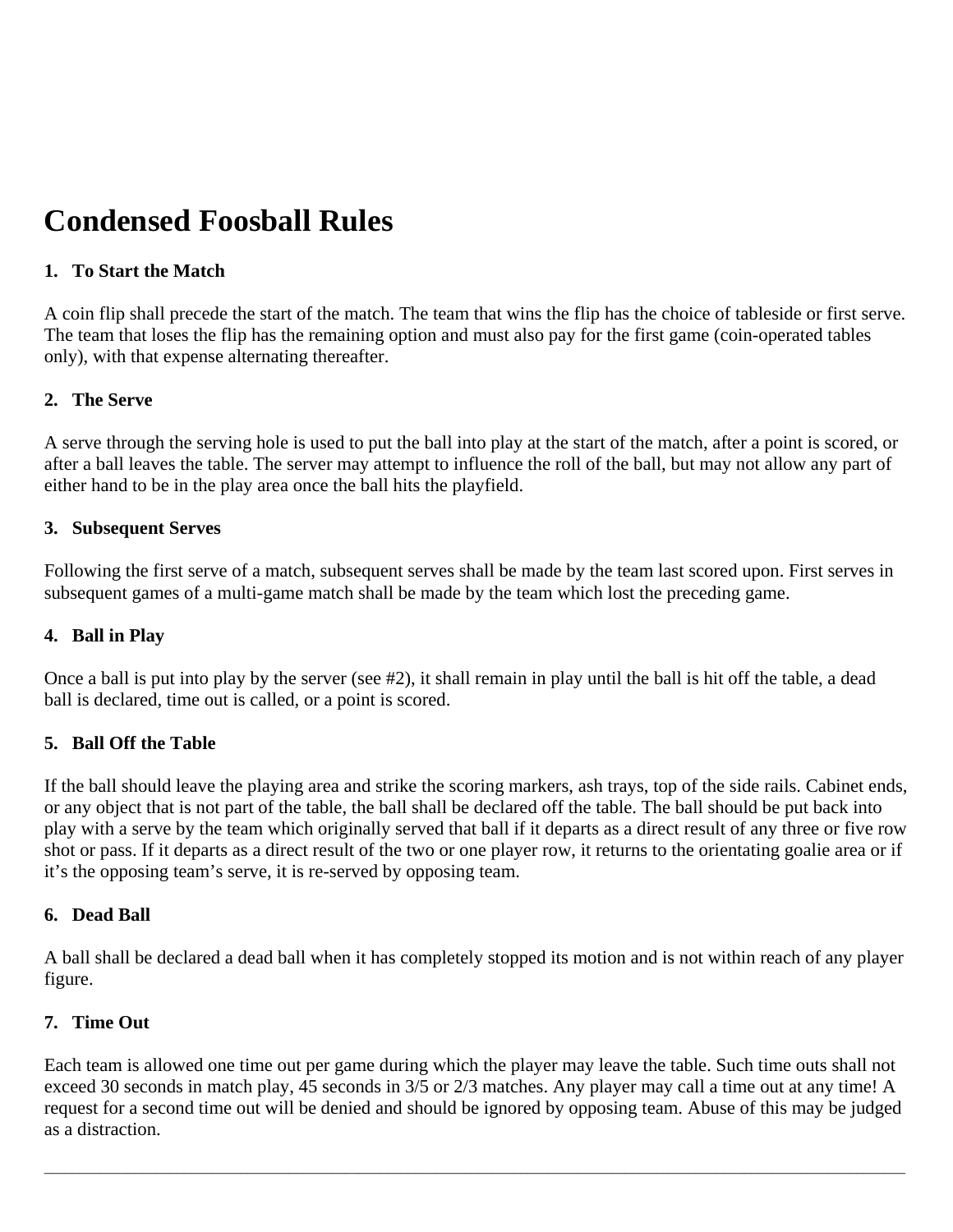# Condensed Foosball Rules

### 1. To Start the Match

A coin flip shall precede the start of the match. The team that wins the flip has the choice of tableside or first serve. The team that loses the flip has the remaining option and must also pay for the first game (coin-operated tables only), with that expense alternating thereafter.

### 2. The Serve

A serve through the serving hole is used to put the ball into play at the start of the match, after a point is scored, or after a ball leaves the table. The server may attempt to influence the roll of the ball, but may not allow any part of either hand to be in the play area once the ball hits the playfield.

### 3. Subsequent Serves

Following the first serve of a match, subsequent serves shall be made by the team last scored upon. First serves in subsequent games of a multi-game match shall be made by the team which lost the preceding game.

### 4. Ball in Play

Once a ball is put into play by the server (see #2), it shall remain in play until the ball is hit off the table, a dead ball is declared, time out is called, or a point is scored.

### 5. Ball Off the Table

If the ball should leave the playing area and strike the scoring markers, ash trays, top of the side rails. Cabinet ends, or any object that is not part of the table, the ball shall be declared off the table. The ball should be put back into play with a serve by the team which originally served that ball if it departs as a direct result of any three or five row shot or pass. If it departs as a direct result of the two or one player row, it returns to the orientating goalie area or if it's the opposing team's serve, it is re-served by opposing team.

### 6. Dead Ball

A ball shall be declared a dead ball when it has completely stopped its motion and is not within reach of any player figure.

### 7. Time Out

Each team is allowed one time out per game during which the player may leave the table. Such time outs shall not exceed 30 seconds in match play, 45 seconds in 3/5 or 2/3 matches. Any player may call a time out at any time! A request for a second time out will be denied and should be ignored by opposing team. Abuse of this may be judged as a distraction.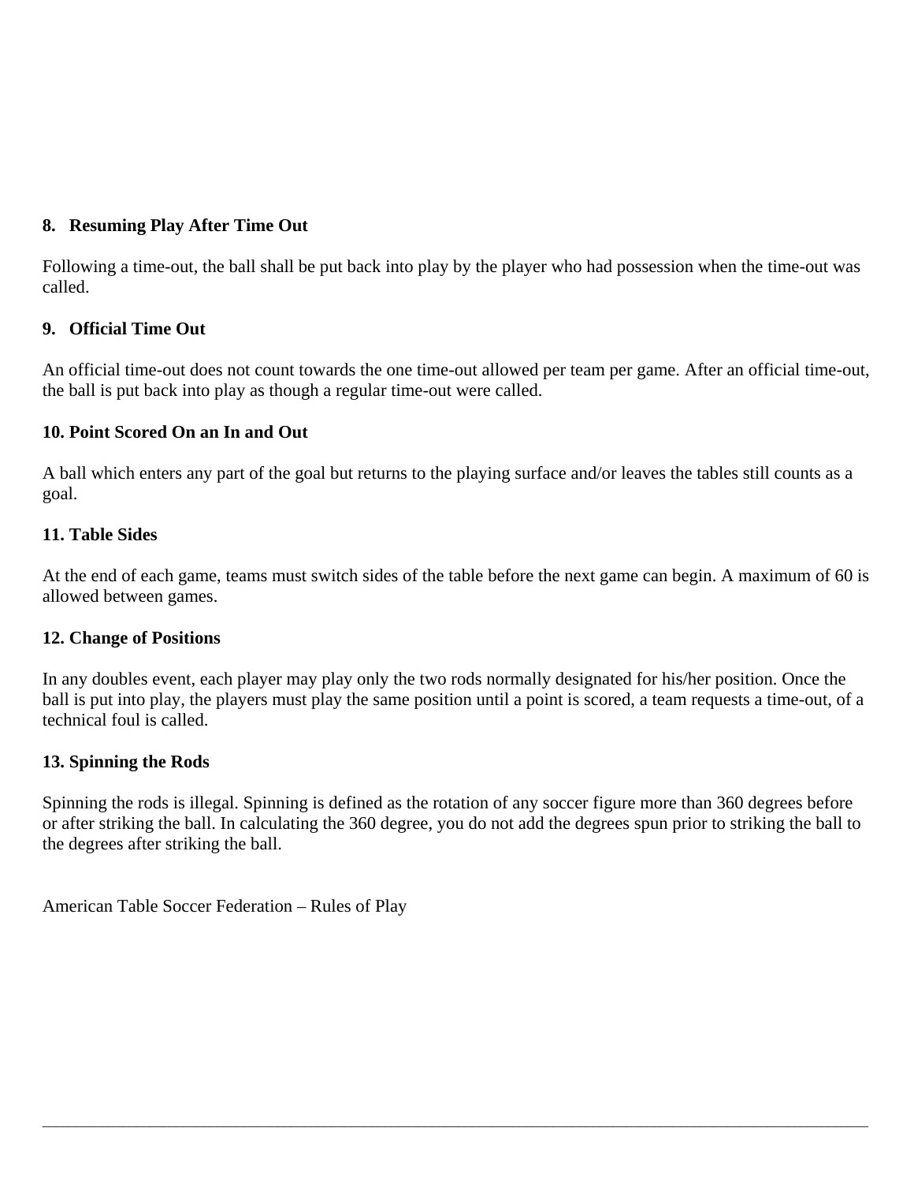**8. Resuming Play After Time Out**

Following a time-out, the ball shall be put back into play by the player who had possession when the time-out was called.

**9. Official Time Out**

An official time-out does not count towards the one time-out allowed per team per game. After an official time-out, the ball is put back into play as though a regular time-out were called.

**10. Point Scored On an In and Out**

A ball which enters any part of the goal but returns to the playing surface and/or leaves the tables still counts as a goal.

**11. Table Sides**

At the end of each game, teams must switch sides of the table before the next game can begin. A maximum of 60 is allowed between games.

**12. Change of Positions**

In any doubles event, each player may play only the two rods normally designated for his/her position. Once the ball is put into play, the players must play the same position until a point is scored, a team requests a time-out, of a technical foul is called.

**13. Spinning the Rods**

Spinning the rods is illegal. Spinning is defined as the rotation of any soccer figure more than 360 degrees before or after striking the ball. In calculating the 360 degree, you do not add the degrees spun prior to striking the ball to the degrees after striking the ball.

American Table Soccer Federation – Rules of Play